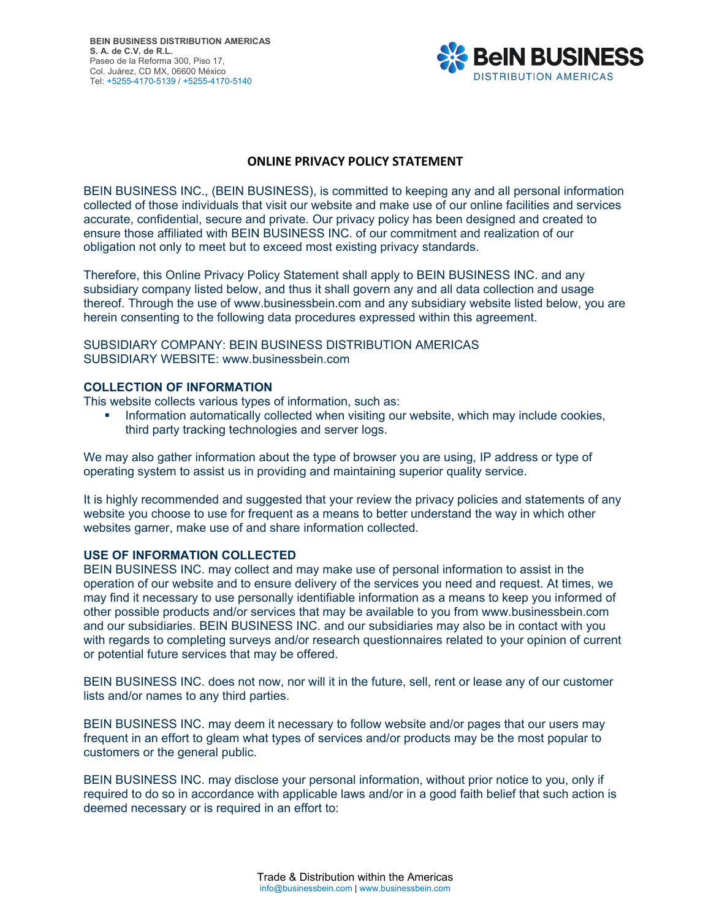BEIN BUSINESS DISTRIBUTION AMERICAS
S. A. de C.V. de R.L.
Paseo de la Reforma 300, Piso 17,
Col. Juárez, CD MX, 06600 México
Tel: +5255-4170-5139 / +5255-4170-5140

## ONLINE PRIVACY POLICY STATEMENT

BEIN BUSINESS INC., (BEIN BUSINESS), is committed to keeping any and all personal information collected of those individuals that visit our website and make use of our online facilities and services accurate, confidential, secure and private. Our privacy policy has been designed and created to ensure those affiliated with BEIN BUSINESS INC. of our commitment and realization of our obligation not only to meet but to exceed most existing privacy standards.

Therefore, this Online Privacy Policy Statement shall apply to BEIN BUSINESS INC. and any subsidiary company listed below, and thus it shall govern any and all data collection and usage thereof. Through the use of www.businessbein.com and any subsidiary website listed below, you are herein consenting to the following data procedures expressed within this agreement.

SUBSIDIARY COMPANY: BEIN BUSINESS DISTRIBUTION AMERICAS
SUBSIDIARY WEBSITE: www.businessbein.com

### COLLECTION OF INFORMATION

This website collects various types of information, such as:

- Information automatically collected when visiting our website, which may include cookies, third party tracking technologies and server logs.

We may also gather information about the type of browser you are using, IP address or type of operating system to assist us in providing and maintaining superior quality service.

It is highly recommended and suggested that your review the privacy policies and statements of any website you choose to use for frequent as a means to better understand the way in which other websites garner, make use of and share information collected.

### USE OF INFORMATION COLLECTED

BEIN BUSINESS INC. may collect and may make use of personal information to assist in the operation of our website and to ensure delivery of the services you need and request. At times, we may find it necessary to use personally identifiable information as a means to keep you informed of other possible products and/or services that may be available to you from www.businessbein.com and our subsidiaries. BEIN BUSINESS INC. and our subsidiaries may also be in contact with you with regards to completing surveys and/or research questionnaires related to your opinion of current or potential future services that may be offered.

BEIN BUSINESS INC. does not now, nor will it in the future, sell, rent or lease any of our customer lists and/or names to any third parties.

BEIN BUSINESS INC. may deem it necessary to follow website and/or pages that our users may frequent in an effort to gleam what types of services and/or products may be the most popular to customers or the general public.

BEIN BUSINESS INC. may disclose your personal information, without prior notice to you, only if required to do so in accordance with applicable laws and/or in a good faith belief that such action is deemed necessary or is required in an effort to: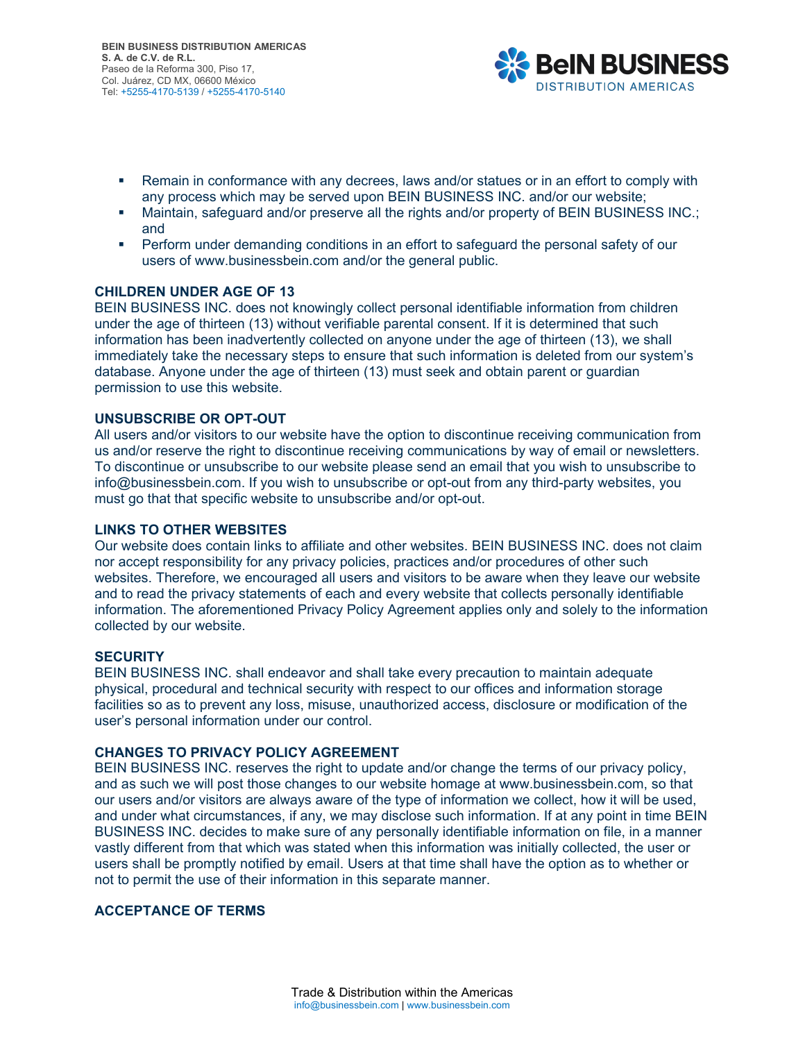- Remain in conformance with any decrees, laws and/or statues or in an effort to comply with any process which may be served upon BEIN BUSINESS INC. and/or our website;
- Maintain, safeguard and/or preserve all the rights and/or property of BEIN BUSINESS INC.; and
- Perform under demanding conditions in an effort to safeguard the personal safety of our users of www.businessbein.com and/or the general public.

**CHILDREN UNDER AGE OF 13**

BEIN BUSINESS INC. does not knowingly collect personal identifiable information from children under the age of thirteen (13) without verifiable parental consent. If it is determined that such information has been inadvertently collected on anyone under the age of thirteen (13), we shall immediately take the necessary steps to ensure that such information is deleted from our system's database. Anyone under the age of thirteen (13) must seek and obtain parent or guardian permission to use this website.

**UNSUBSCRIBE OR OPT-OUT**

All users and/or visitors to our website have the option to discontinue receiving communication from us and/or reserve the right to discontinue receiving communications by way of email or newsletters. To discontinue or unsubscribe to our website please send an email that you wish to unsubscribe to info@businessbein.com. If you wish to unsubscribe or opt-out from any third-party websites, you must go that that specific website to unsubscribe and/or opt-out.

**LINKS TO OTHER WEBSITES**

Our website does contain links to affiliate and other websites. BEIN BUSINESS INC. does not claim nor accept responsibility for any privacy policies, practices and/or procedures of other such websites. Therefore, we encouraged all users and visitors to be aware when they leave our website and to read the privacy statements of each and every website that collects personally identifiable information. The aforementioned Privacy Policy Agreement applies only and solely to the information collected by our website.

**SECURITY**

BEIN BUSINESS INC. shall endeavor and shall take every precaution to maintain adequate physical, procedural and technical security with respect to our offices and information storage facilities so as to prevent any loss, misuse, unauthorized access, disclosure or modification of the user's personal information under our control.

**CHANGES TO PRIVACY POLICY AGREEMENT**

BEIN BUSINESS INC. reserves the right to update and/or change the terms of our privacy policy, and as such we will post those changes to our website homage at www.businessbein.com, so that our users and/or visitors are always aware of the type of information we collect, how it will be used, and under what circumstances, if any, we may disclose such information. If at any point in time BEIN BUSINESS INC. decides to make sure of any personally identifiable information on file, in a manner vastly different from that which was stated when this information was initially collected, the user or users shall be promptly notified by email. Users at that time shall have the option as to whether or not to permit the use of their information in this separate manner.

**ACCEPTANCE OF TERMS**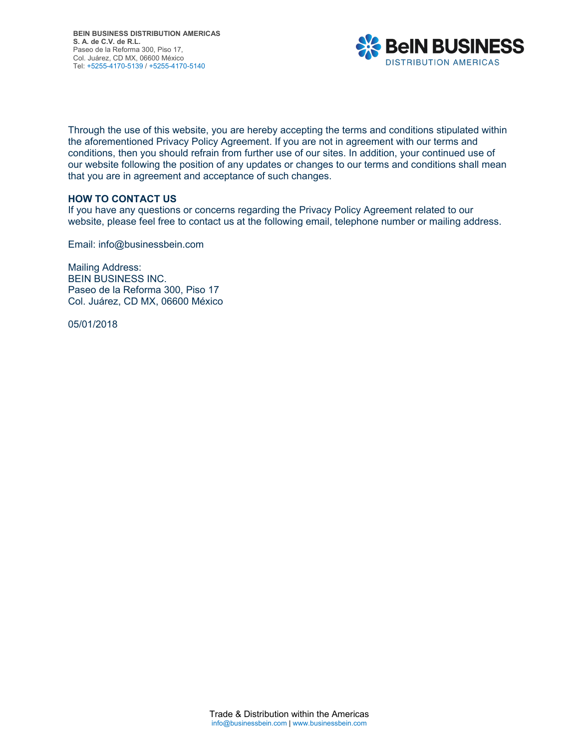Through the use of this website, you are hereby accepting the terms and conditions stipulated within the aforementioned Privacy Policy Agreement. If you are not in agreement with our terms and conditions, then you should refrain from further use of our sites. In addition, your continued use of our website following the position of any updates or changes to our terms and conditions shall mean that you are in agreement and acceptance of such changes.

**HOW TO CONTACT US**

If you have any questions or concerns regarding the Privacy Policy Agreement related to our website, please feel free to contact us at the following email, telephone number or mailing address.

Email: info@businessbein.com

Mailing Address:
BEIN BUSINESS INC.
Paseo de la Reforma 300, Piso 17
Col. Juárez, CD MX, 06600 México

05/01/2018